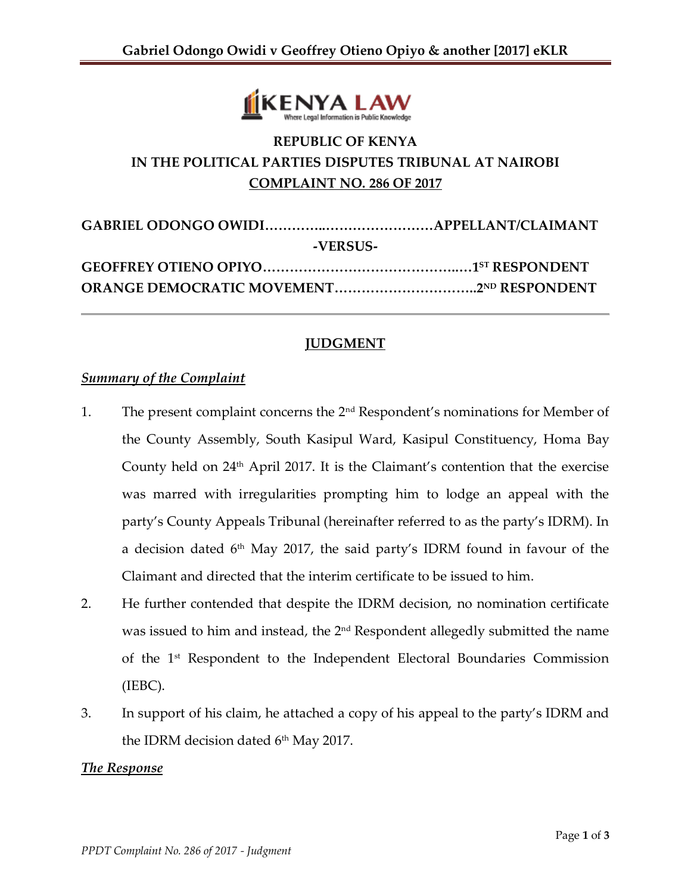**REPUBLIC OF KENYA**

**IN THE POLITICAL PARTIES DISPUTES TRIBUNAL AT NAIROBI**

**COMPLAINT NO. 286 OF 2017**

**GABRIEL ODONGO OWIDI…………..……………………APPELLANT/CLAIMANT**

**-VERSUS-**

**GEOFFREY OTIENO OPIYO……………………………………..…1ST RESPONDENT**

**ORANGE DEMOCRATIC MOVEMENT…………………………..2ND RESPONDENT**

---

## JUDGMENT

***Summary of the Complaint***

1. The present complaint concerns the 2nd Respondent's nominations for Member of the County Assembly, South Kasipul Ward, Kasipul Constituency, Homa Bay County held on 24th April 2017. It is the Claimant's contention that the exercise was marred with irregularities prompting him to lodge an appeal with the party's County Appeals Tribunal (hereinafter referred to as the party's IDRM). In a decision dated 6th May 2017, the said party's IDRM found in favour of the Claimant and directed that the interim certificate to be issued to him.

2. He further contended that despite the IDRM decision, no nomination certificate was issued to him and instead, the 2nd Respondent allegedly submitted the name of the 1st Respondent to the Independent Electoral Boundaries Commission (IEBC).

3. In support of his claim, he attached a copy of his appeal to the party's IDRM and the IDRM decision dated 6th May 2017.

***The Response***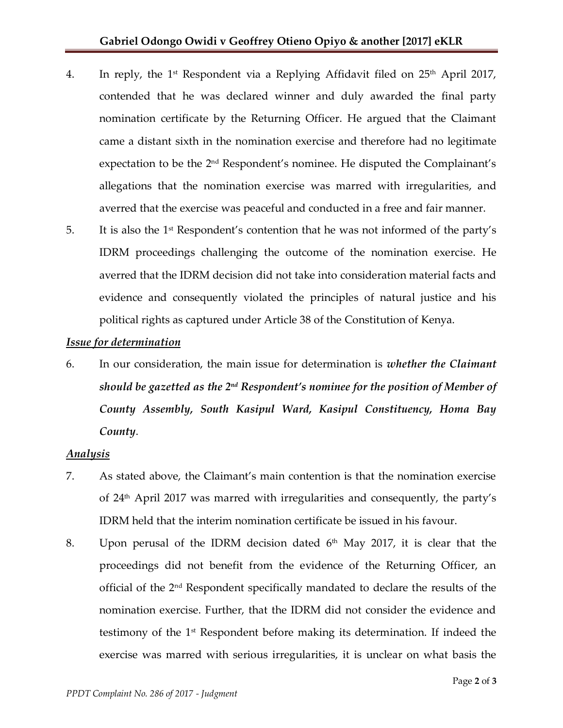4. In reply, the 1st Respondent via a Replying Affidavit filed on 25th April 2017, contended that he was declared winner and duly awarded the final party nomination certificate by the Returning Officer. He argued that the Claimant came a distant sixth in the nomination exercise and therefore had no legitimate expectation to be the 2nd Respondent's nominee. He disputed the Complainant's allegations that the nomination exercise was marred with irregularities, and averred that the exercise was peaceful and conducted in a free and fair manner.

5. It is also the 1st Respondent's contention that he was not informed of the party's IDRM proceedings challenging the outcome of the nomination exercise. He averred that the IDRM decision did not take into consideration material facts and evidence and consequently violated the principles of natural justice and his political rights as captured under Article 38 of the Constitution of Kenya.

***Issue for determination***

6. In our consideration, the main issue for determination is ***whether the Claimant should be gazetted as the 2nd Respondent's nominee for the position of Member of County Assembly, South Kasipul Ward, Kasipul Constituency, Homa Bay County***.

***Analysis***

7. As stated above, the Claimant's main contention is that the nomination exercise of 24th April 2017 was marred with irregularities and consequently, the party's IDRM held that the interim nomination certificate be issued in his favour.

8. Upon perusal of the IDRM decision dated 6th May 2017, it is clear that the proceedings did not benefit from the evidence of the Returning Officer, an official of the 2nd Respondent specifically mandated to declare the results of the nomination exercise. Further, that the IDRM did not consider the evidence and testimony of the 1st Respondent before making its determination. If indeed the exercise was marred with serious irregularities, it is unclear on what basis the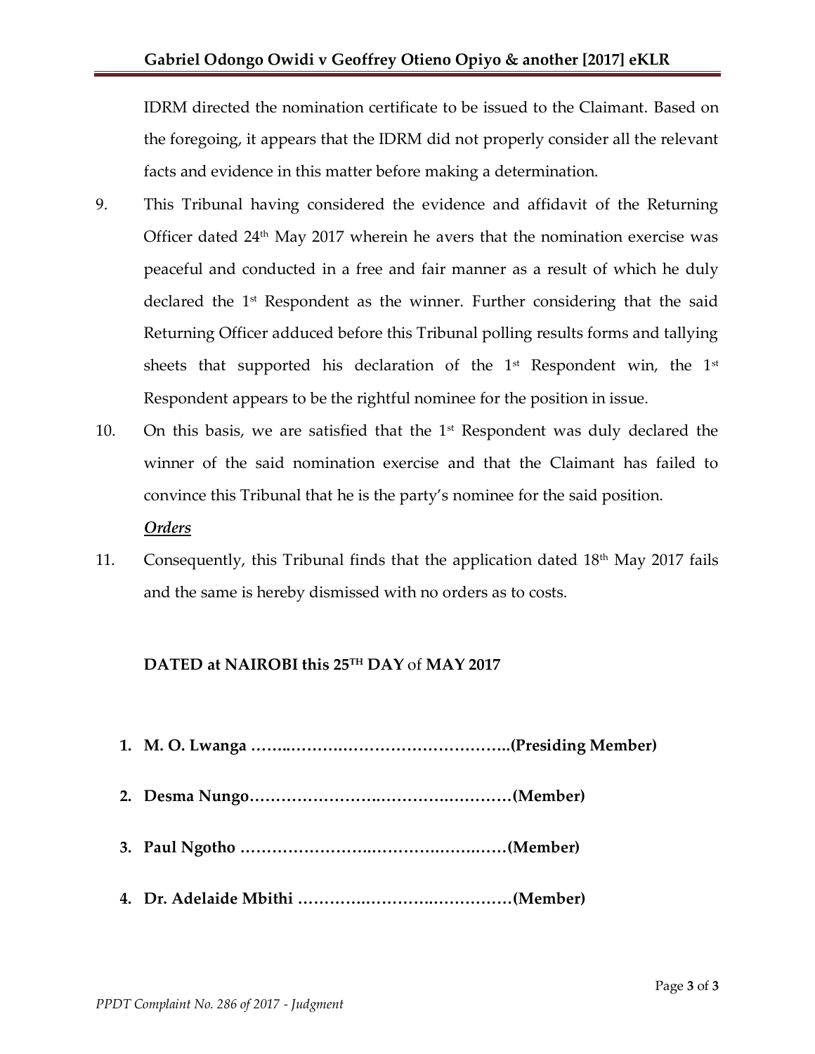IDRM directed the nomination certificate to be issued to the Claimant. Based on the foregoing, it appears that the IDRM did not properly consider all the relevant facts and evidence in this matter before making a determination.

9. This Tribunal having considered the evidence and affidavit of the Returning Officer dated 24th May 2017 wherein he avers that the nomination exercise was peaceful and conducted in a free and fair manner as a result of which he duly declared the 1st Respondent as the winner. Further considering that the said Returning Officer adduced before this Tribunal polling results forms and tallying sheets that supported his declaration of the 1st Respondent win, the 1st Respondent appears to be the rightful nominee for the position in issue.

10. On this basis, we are satisfied that the 1st Respondent was duly declared the winner of the said nomination exercise and that the Claimant has failed to convince this Tribunal that he is the party's nominee for the said position.

***Orders***

11. Consequently, this Tribunal finds that the application dated 18th May 2017 fails and the same is hereby dismissed with no orders as to costs.

**DATED at NAIROBI this 25TH DAY** of **MAY 2017**

1. **M. O. Lwanga ……..……….……………………………..(Presiding Member)**
2. **Desma Nungo……………………..……………..…………(Member)**
3. **Paul Ngotho …………………….…………….………(Member)**
4. **Dr. Adelaide Mbithi ……….…………….……………(Member)**